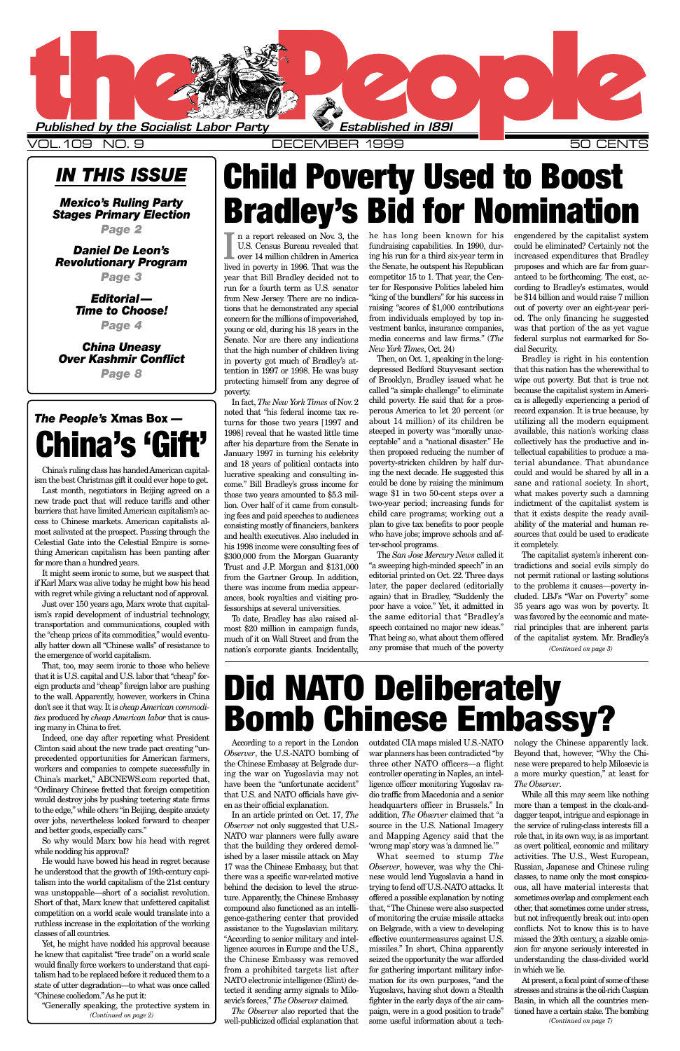# the People

Published by the Socialist Labor Party — Established in 1891

VOL. 109 NO. 9 — DECEMBER 1999 — 50 CENTS

## IN THIS ISSUE

***Mexico's Ruling Party Stages Primary Election*** — Page 2

***Daniel De Leon's Revolutionary Program*** — Page 3

***Editorial—Time to Choose!*** — Page 4

***China Uneasy Over Kashmir Conflict*** — Page 8

# Child Poverty Used to Boost Bradley's Bid for Nomination

In a report released on Nov. 3, the U.S. Census Bureau revealed that over 14 million children in America lived in poverty in 1996. That was the year that Bill Bradley decided not to run for a fourth term as U.S. senator from New Jersey. There are no indications that he demonstrated any special concern for the millions of impoverished, young or old, during his 18 years in the Senate. Nor are there any indications that the high number of children living in poverty got much of Bradley's attention in 1997 or 1998. He was busy protecting himself from any degree of poverty.

In fact, *The New York Times* of Nov. 2 noted that "his federal income tax returns for those two years [1997 and 1998] reveal that he wasted little time after his departure from the Senate in January 1997 in turning his celebrity and 18 years of political contacts into lucrative speaking and consulting income." Bill Bradley's gross income for those two years amounted to $5.3 million. Over half of it came from consulting fees and paid speeches to audiences consisting mostly of financiers, bankers and health executives. Also included in his 1998 income were consulting fees of $300,000 from the Morgan Guaranty Trust and J.P. Morgan and $131,000 from the Gartner Group. In addition, there was income from media appearances, book royalties and visiting professorships at several universities.

To date, Bradley has also raised almost $20 million in campaign funds, much of it on Wall Street and from the nation's corporate giants. Incidentally, he has long been known for his fundraising capabilities. In 1990, during his run for a third six-year term in the Senate, he outspent his Republican competitor 15 to 1. That year, the Center for Responsive Politics labeled him "king of the bundlers" for his success in raising "scores of $1,000 contributions from individuals employed by top investment banks, insurance companies, media concerns and law firms." (*The New York Times*, Oct. 24)

Then, on Oct. 1, speaking in the long-depressed Bedford Stuyvesant section of Brooklyn, Bradley issued what he called "a simple challenge" to eliminate child poverty. He said that for a prosperous America to let 20 percent (or about 14 million) of its children be steeped in poverty was "morally unacceptable" and a "national disaster." He then proposed reducing the number of poverty-stricken children by half during the next decade. He suggested this could be done by raising the minimum wage $1 in two 50-cent steps over a two-year period; increasing funds for child care programs; working out a plan to give tax benefits to poor people who have jobs; improve schools and after-school programs.

The *San Jose Mercury News* called it "a sweeping high-minded speech" in an editorial printed on Oct. 22. Three days later, the paper declared (editorially again) that in Bradley, "Suddenly the poor have a voice." Yet, it admitted in the same editorial that "Bradley's speech contained no major new ideas." That being so, what about them offered any promise that much of the poverty engendered by the capitalist system could be eliminated? Certainly not the increased expenditures that Bradley proposes and which are far from guaranteed to be forthcoming. The cost, according to Bradley's estimates, would be $14 billion and would raise 7 million out of poverty over an eight-year period. The only financing he suggested was that portion of the as yet vague federal surplus not earmarked for Social Security.

Bradley is right in his contention that this nation has the wherewithal to wipe out poverty. But that is true not because the capitalist system in America is allegedly experiencing a period of record expansion. It is true because, by utilizing all the modern equipment available, this nation's working class collectively has the productive and intellectual capabilities to produce a material abundance. That abundance could and would be shared by all in a sane and rational society. In short, what makes poverty such a damning indictment of the capitalist system is that it exists despite the ready availability of the material and human resources that could be used to eradicate it completely.

The capitalist system's inherent contradictions and social evils simply do not permit rational or lasting solutions to the problems it causes—poverty included. LBJ's "War on Poverty" some 35 years ago was won by poverty. It was favored by the economic and material principles that are inherent parts of the capitalist system. Mr. Bradley's

*(Continued on page 3)*

## *The People's* Xmas Box —

# China's 'Gift'

China's ruling class has handed American capitalism the best Christmas gift it could ever hope to get.

Last month, negotiators in Beijing agreed on a new trade pact that will reduce tariffs and other barriers that have limited American capitalism's access to Chinese markets. American capitalists almost salivated at the prospect. Passing through the Celestial Gate into the Celestial Empire is something American capitalism has been panting after for more than a hundred years.

It might seem ironic to some, but we suspect that if Karl Marx was alive today he might bow his head with regret while giving a reluctant nod of approval.

Just over 150 years ago, Marx wrote that capitalism's rapid development of industrial technology, transportation and communications, coupled with the "cheap prices of its commodities," would eventually batter down all "Chinese walls" of resistance to the emergence of world capitalism.

That, too, may seem ironic to those who believe that it is U.S. capital and U.S. labor that "cheap" foreign products and "cheap" foreign labor are pushing to the wall. Apparently, however, workers in China don't see it that way. It is *cheap American commodities* produced by *cheap American labor* that is causing many in China to fret.

Indeed, one day after reporting what President Clinton said about the new trade pact creating "unprecedented opportunities for American farmers, workers and companies to compete successfully in China's market," ABCNEWS.com reported that, "Ordinary Chinese fretted that foreign competition would destroy jobs by pushing teetering state firms to the edge," while others "in Beijing, despite anxiety over jobs, nevertheless looked forward to cheaper and better goods, especially cars."

So why would Marx bow his head with regret while nodding his approval?

He would have bowed his head in regret because he understood that the growth of 19th-century capitalism into the world capitalism of the 21st century was unstoppable—short of a socialist revolution. Short of that, Marx knew that unfettered capitalist competition on a world scale would translate into a ruthless increase in the exploitation of the working classes of all countries.

Yet, he might have nodded his approval because he knew that capitalist "free trade" on a world scale would finally force workers to understand that capitalism had to be replaced before it reduced them to a state of utter degradation—to what was once called "Chinese cooliedom." As he put it:

"Generally speaking, the protective system in

*(Continued on page 2)*

# Did NATO Deliberately Bomb Chinese Embassy?

According to a report in the London *Observer*, the U.S.-NATO bombing of the Chinese Embassy at Belgrade during the war on Yugoslavia may not have been the "unfortunate accident" that U.S. and NATO officials have given as their official explanation.

In an article printed on Oct. 17, *The Observer* not only suggested that U.S.-NATO war planners were fully aware that the building they ordered demolished by a laser missile attack on May 17 was the Chinese Embassy, but that there was a specific war-related motive behind the decision to level the structure. Apparently, the Chinese Embassy compound also functioned as an intelligence-gathering center that provided assistance to the Yugoslavian military. "According to senior military and intelligence sources in Europe and the U.S., the Chinese Embassy was removed from a prohibited targets list after NATO electronic intelligence (Elint) detected it sending army signals to Milosevic's forces," *The Observer* claimed.

*The Observer* also reported that the well-publicized official explanation that outdated CIA maps misled U.S.-NATO war planners has been contradicted "by three other NATO officers—a flight controller operating in Naples, an intelligence officer monitoring Yugoslav radio traffic from Macedonia and a senior headquarters officer in Brussels." In addition, *The Observer* claimed that "a source in the U.S. National Imagery and Mapping Agency said that the 'wrong map' story was 'a damned lie.'"

What seemed to stump *The Observer*, however, was why the Chinese would lend Yugoslavia a hand in trying to fend off U.S.-NATO attacks. It offered a possible explanation by noting that, "The Chinese were also suspected of monitoring the cruise missile attacks on Belgrade, with a view to developing effective countermeasures against U.S. missiles." In short, China apparently seized the opportunity the war afforded for gathering important military information for its own purposes, "and the Yugoslavs, having shot down a Stealth fighter in the early days of the air campaign, were in a good position to trade" some useful information about a technology the Chinese apparently lack. Beyond that, however, "Why the Chinese were prepared to help Milosevic is a more murky question," at least for *The Observer*.

While all this may seem like nothing more than a tempest in the cloak-and-dagger teapot, intrigue and espionage in the service of ruling-class interests fill a role that, in its own way, is as important as overt political, economic and military activities. The U.S., West European, Russian, Japanese and Chinese ruling classes, to name only the most conspicuous, all have material interests that sometimes overlap and complement each other, that sometimes come under stress, but not infrequently break out into open conflicts. Not to know this is to have missed the 20th century, a sizable omission for anyone seriously interested in understanding the class-divided world in which we lie.

At present, a focal point of some of these stresses and strains is the oil-rich Caspian Basin, in which all the countries mentioned have a certain stake. The bombing

*(Continued on page 7)*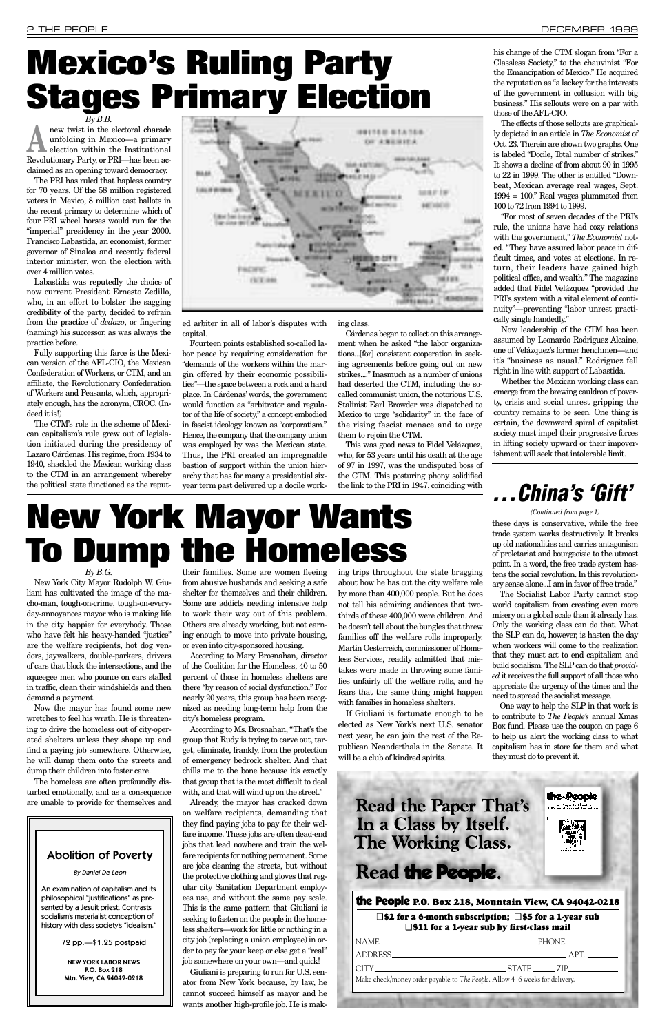# Mexico's Ruling Party Stages Primary Election

*By B.B.*

A new twist in the electoral charade unfolding in Mexico—a primary election within the Institutional Revolutionary Party, or PRI—has been acclaimed as an opening toward democracy.

The PRI has ruled that hapless country for 70 years. Of the 58 million registered voters in Mexico, 8 million cast ballots in the recent primary to determine which of four PRI wheel horses would run for the "imperial" presidency in the year 2000. Francisco Labastida, an economist, former governor of Sinaloa and recently federal interior minister, won the election with over 4 million votes.

Labastida was reputedly the choice of now current President Ernesto Zedillo, who, in an effort to bolster the sagging credibility of the party, decided to refrain from the practice of *dedazo*, or fingering (naming) his successor, as was always the practice before.

Fully supporting this farce is the Mexican version of the AFL-CIO, the Mexican Confederation of Workers, or CTM, and an affiliate, the Revolutionary Confederation of Workers and Peasants, which, appropriately enough, has the acronym, CROC. (Indeed it is!)

The CTM's role in the scheme of Mexican capitalism's rule grew out of legislation initiated during the presidency of Lazaro Cárdenas. His regime, from 1934 to 1940, shackled the Mexican working class to the CTM in an arrangement whereby the political state functioned as the reputed arbiter in all of labor's disputes with capital.

Fourteen points established so-called labor peace by requiring consideration for "demands of the workers within the margin offered by their economic possibilities"—the space between a rock and a hard place. In Cárdenas' words, the government would function as "arbitrator and regulator of the life of society," a concept embodied in fascist ideology known as "corporatism." Hence, the company that the company union was employed by was the Mexican state. Thus, the PRI created an impregnable bastion of support within the union hierarchy that has for many a presidential six-year term past delivered up a docile working class.

Cárdenas began to collect on this arrangement when he asked "the labor organizations...[for] consistent cooperation in seeking agreements before going out on new strikes...." Inasmuch as a number of unions had deserted the CTM, including the so-called communist union, the notorious U.S. Stalinist Earl Browder was dispatched to Mexico to urge "solidarity" in the face of the rising fascist menace and to urge them to rejoin the CTM.

This was good news to Fidel Velázquez, who, for 53 years until his death at the age of 97 in 1997, was the undisputed boss of the CTM. This posturing phony solidified the link to the PRI in 1947, coinciding with his change of the CTM slogan from "For a Classless Society," to the chauvinist "For the Emancipation of Mexico." He acquired the reputation as "a lackey for the interests of the government in collusion with big business." His sellouts were on a par with those of the AFL-CIO.

The effects of those sellouts are graphically depicted in an article in *The Economist* of Oct. 23. Therein are shown two graphs. One is labeled "Docile, Total number of strikes." It shows a decline of from about 90 in 1995 to 22 in 1999. The other is entitled "Downbeat, Mexican average real wages, Sept. 1994 = 100." Real wages plummeted from 100 to 72 from 1994 to 1999.

"For most of seven decades of the PRI's rule, the unions have had cozy relations with the government," *The Economist* noted. "They have assured labor peace in difficult times, and votes at elections. In return, their leaders have gained high political office, and wealth." The magazine added that Fidel Velázquez "provided the PRI's system with a vital element of continuity"—preventing "labor unrest practically single handedly."

Now leadership of the CTM has been assumed by Leonardo Rodriguez Alcaine, one of Velázquez's former henchmen—and it's "business as usual." Rodriguez fell right in line with support of Labastida.

Whether the Mexican working class can emerge from the brewing cauldron of poverty, crisis and social unrest gripping the country remains to be seen. One thing is certain, the downward spiral of capitalist society must impel their progressive forces in lifting society upward or their impoverishment will seek that intolerable limit.

# ...China's 'Gift'

*(Continued from page 1)*

these days is conservative, while the free trade system works destructively. It breaks up old nationalities and carries antagonism of proletariat and bourgeoisie to the utmost point. In a word, the free trade system hastens the social revolution. In this revolutionary sense alone...I am in favor of free trade."

The Socialist Labor Party cannot stop world capitalism from creating even more misery on a global scale than it already has. Only the working class can do that. What the SLP can do, however, is hasten the day when workers will come to the realization that they must act to end capitalism and build socialism. The SLP can do that *provided* it receives the full support of all those who appreciate the urgency of the times and the need to spread the socialist message.

One way to help the SLP in that work is to contribute to *The People's* annual Xmas Box fund. Please use the coupon on page 6 to help us alert the working class to what capitalism has in store for them and what they must do to prevent it.

# New York Mayor Wants To Dump the Homeless

*By B.G.*

New York City Mayor Rudolph W. Giuliani has cultivated the image of the macho-man, tough-on-crime, tough-on-every-day-annoyances mayor who is making life in the city happier for everybody. Those who have felt his heavy-handed "justice" are the welfare recipients, hot dog vendors, jaywalkers, double-parkers, drivers of cars that block the intersections, and the squeegee men who pounce on cars stalled in traffic, clean their windshields and then demand a payment.

Now the mayor has found some new wretches to feel his wrath. He is threatening to drive the homeless out of city-operated shelters unless they shape up and find a paying job somewhere. Otherwise, he will dump them onto the streets and dump their children into foster care.

The homeless are often profoundly disturbed emotionally, and as a consequence are unable to provide for themselves and their families. Some are women fleeing from abusive husbands and seeking a safe shelter for themselves and their children. Some are addicts needing intensive help to work their way out of this problem. Others are already working, but not earning enough to move into private housing, or even into city-sponsored housing.

According to Mary Brosnahan, director of the Coalition for the Homeless, 40 to 50 percent of those in homeless shelters are there "by reason of social dysfunction." For nearly 20 years, this group has been recognized as needing long-term help from the city's homeless program.

According to Ms. Brosnahan, "That's the group that Rudy is trying to carve out, target, eliminate, frankly, from the protection of emergency bedrock shelter. And that chills me to the bone because it's exactly that group that is the most difficult to deal with, and that will wind up on the street."

Already, the mayor has cracked down on welfare recipients, demanding that they find paying jobs to pay for their welfare income. These jobs are often dead-end jobs that lead nowhere and train the welfare recipients for nothing permanent. Some are jobs cleaning the streets, but without the protective clothing and gloves that regular city Sanitation Department employees use, and without the same pay scale. This is the same pattern that Giuliani is seeking to fasten on the people in the homeless shelters—work for little or nothing in a city job (replacing a union employee) in order to pay for your keep or else get a "real" job somewhere on your own—and quick!

Giuliani is preparing to run for U.S. senator from New York because, by law, he cannot succeed himself as mayor and he wants another high-profile job. He is making trips throughout the state bragging about how he has cut the city welfare role by more than 400,000 people. But he does not tell his admiring audiences that two-thirds of these 400,000 were children. And he doesn't tell about the bungles that threw families off the welfare rolls improperly. Martin Oesterreich, commissioner of Homeless Services, readily admitted that mistakes were made in throwing some families unfairly off the welfare rolls, and he fears that the same thing might happen with families in homeless shelters.

If Giuliani is fortunate enough to be elected as New York's next U.S. senator next year, he can join the rest of the Republican Neanderthals in the Senate. It will be a club of kindred spirits.

---

**Abolition of Poverty**

*By Daniel De Leon*

An examination of capitalism and its philosophical "justifications" as presented by a Jesuit priest. Contrasts socialism's materialist conception of history with class society's "idealism."

72 pp.—$1.25 postpaid

**NEW YORK LABOR NEWS**
**P.O. Box 218**
**Mtn. View, CA 94042-0218**

---

**Read the Paper That's In a Class by Itself. The Working Class.**

**Read the People.**

**the People P.O. Box 218, Mountain View, CA 94042-0218**

❑ $2 for a 6-month subscription; ❑ $5 for a 1-year sub
❑ $11 for a 1-year sub by first-class mail

NAME ______________________ PHONE __________

ADDRESS ______________________ APT. ______

CITY ______________ STATE ______ ZIP __________

Make check/money order payable to *The People*. Allow 4–6 weeks for delivery.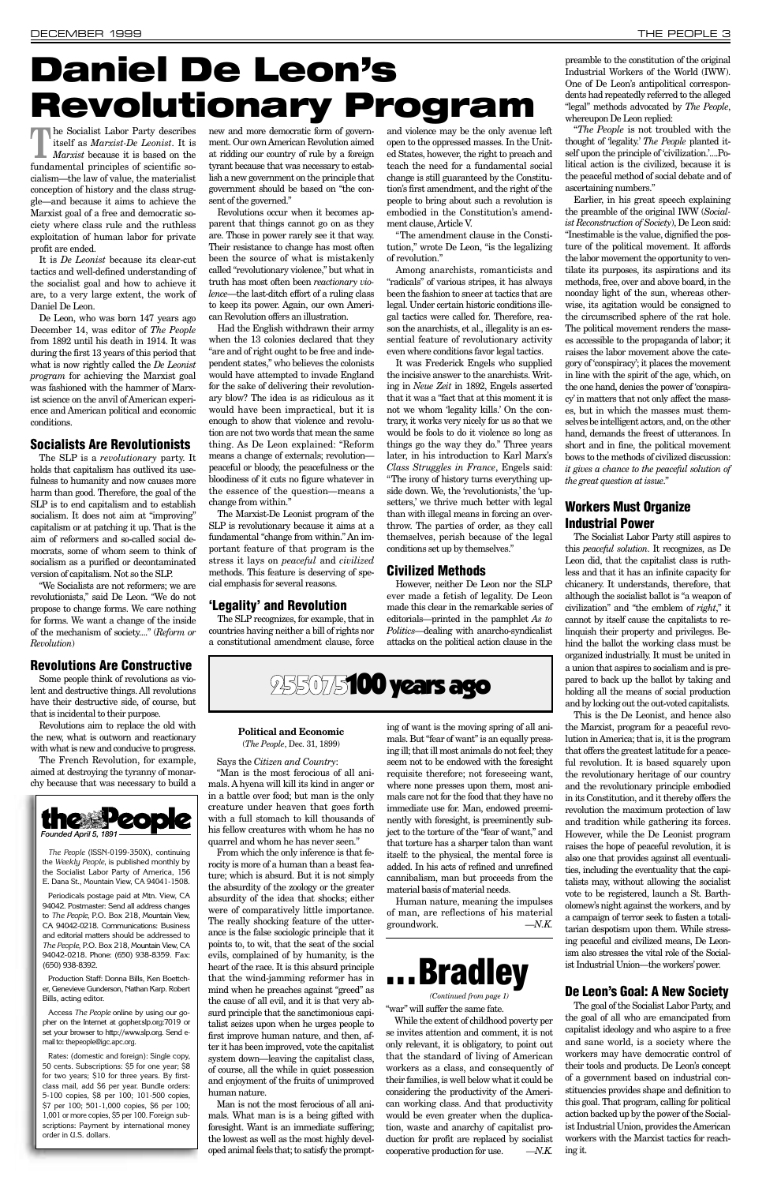# Daniel De Leon's Revolutionary Program

The Socialist Labor Party describes itself as *Marxist-De Leonist*. It is *Marxist* because it is based on the fundamental principles of scientific socialism—the law of value, the materialist conception of history and the class struggle—and because it aims to achieve the Marxist goal of a free and democratic society where class rule and the ruthless exploitation of human labor for private profit are ended.

It is *De Leonist* because its clear-cut tactics and well-defined understanding of the socialist goal and how to achieve it are, to a very large extent, the work of Daniel De Leon.

De Leon, who was born 147 years ago December 14, was editor of *The People* from 1892 until his death in 1914. It was during the first 13 years of this period that what is now rightly called the *De Leonist program* for achieving the Marxist goal was fashioned with the hammer of Marxist science on the anvil of American experience and American political and economic conditions.

## Socialists Are Revolutionists

The SLP is a *revolutionary* party. It holds that capitalism has outlived its usefulness to humanity and now causes more harm than good. Therefore, the goal of the SLP is to end capitalism and to establish socialism. It does not aim at "improving" capitalism or at patching it up. That is the aim of reformers and so-called social democrats, some of whom seem to think of socialism as a purified or decontaminated version of capitalism. Not so the SLP.

"We Socialists are not reformers; we are revolutionists," said De Leon. "We do not propose to change forms. We care nothing for forms. We want a change of the inside of the mechanism of society...." (*Reform or Revolution*)

## Revolutions Are Constructive

Some people think of revolutions as violent and destructive things. All revolutions have their destructive side, of course, but that is incidental to their purpose.

Revolutions aim to replace the old with the new, what is outworn and reactionary with what is new and conducive to progress.

The French Revolution, for example, aimed at destroying the tyranny of monarchy because that was necessary to build a new and more democratic form of government. Our own American Revolution aimed at ridding our country of rule by a foreign tyrant because that was necessary to establish a new government on the principle that government should be based on "the consent of the governed."

Revolutions occur when it becomes apparent that things cannot go on as they are. Those in power rarely see it that way. Their resistance to change has most often been the source of what is mistakenly called "revolutionary violence," but what in truth has most often been *reactionary violence*—the last-ditch effort of a ruling class to keep its power. Again, our own American Revolution offers an illustration.

Had the English withdrawn their army when the 13 colonies declared that they "are and of right ought to be free and independent states," who believes the colonists would have attempted to invade England for the sake of delivering their revolutionary blow? The idea is as ridiculous as it would have been impractical, but it is enough to show that violence and revolution are not two words that mean the same thing. As De Leon explained: "Reform means a change of externals; revolution—peaceful or bloody, the peacefulness or the bloodiness of it cuts no figure whatever in the essence of the question—means a change from within."

The Marxist-De Leonist program of the SLP is revolutionary because it aims at a fundamental "change from within." An important feature of that program is the stress it lays on *peaceful* and *civilized* methods. This feature is deserving of special emphasis for several reasons.

## 'Legality' and Revolution

The SLP recognizes, for example, that in countries having neither a bill of rights nor a constitutional amendment clause, force and violence may be the only avenue left open to the oppressed masses. In the United States, however, the right to preach and teach the need for a fundamental social change is still guaranteed by the Constitution's first amendment, and the right of the people to bring about such a revolution is embodied in the Constitution's amendment clause, Article V.

"The amendment clause in the Constitution," wrote De Leon, "is the legalizing of revolution."

Among anarchists, romanticists and "radicals" of various stripes, it has always been the fashion to sneer at tactics that are legal. Under certain historic conditions illegal tactics were called for. Therefore, reason the anarchists, et al., illegality is an essential feature of revolutionary activity even where conditions favor legal tactics.

It was Frederick Engels who supplied the incisive answer to the anarchists. Writing in *Neue Zeit* in 1892, Engels asserted that it was a "fact that at this moment it is not we whom 'legality kills.' On the contrary, it works very nicely for us so that we would be fools to do it violence so long as things go the way they do." Three years later, in his introduction to Karl Marx's *Class Struggles in France*, Engels said: "The irony of history turns everything upside down. We, the 'revolutionists,' the 'upsetters,' we thrive much better with legal than with illegal means in forcing an overthrow. The parties of order, as they call themselves, perish because of the legal conditions set up by themselves."

## Civilized Methods

However, neither De Leon nor the SLP ever made a fetish of legality. De Leon made this clear in the remarkable series of editorials—printed in the pamphlet *As to Politics*—dealing with anarcho-syndicalist attacks on the political action clause in the preamble to the constitution of the original Industrial Workers of the World (IWW). One of De Leon's antipolitical correspondents had repeatedly referred to the alleged "legal" methods advocated by *The People*, whereupon De Leon replied:

"*The People* is not troubled with the thought of 'legality.' *The People* planted itself upon the principle of 'civilization.'....Political action is the civilized, because it is the peaceful method of social debate and of ascertaining numbers."

Earlier, in his great speech explaining the preamble of the original IWW (*Socialist Reconstruction of Society*), De Leon said: "Inestimable is the value, dignified the posture of the political movement. It affords the labor movement the opportunity to ventilate its purposes, its aspirations and its methods, free, over and above board, in the noonday light of the sun, whereas otherwise, its agitation would be consigned to the circumscribed sphere of the rat hole. The political movement renders the masses accessible to the propaganda of labor; it raises the labor movement above the category of 'conspiracy'; it places the movement in line with the spirit of the age, which, on the one hand, denies the power of 'conspiracy' in matters that not only affect the masses, but in which the masses must themselves be intelligent actors, and, on the other hand, demands the freest of utterances. In short and in fine, the political movement bows to the methods of civilized discussion: *it gives a chance to the peaceful solution of the great question at issue*."

## Workers Must Organize Industrial Power

The Socialist Labor Party still aspires to this *peaceful solution*. It recognizes, as De Leon did, that the capitalist class is ruthless and that it has an infinite capacity for chicanery. It understands, therefore, that although the socialist ballot is "a weapon of civilization" and "the emblem of *right*," it cannot by itself cause the capitalists to relinquish their property and privileges. Behind the ballot the working class must be organized industrially. It must be united in a union that aspires to socialism and is prepared to back up the ballot by taking and holding all the means of social production and by locking out the out-voted capitalists.

This is the De Leonist, and hence also the Marxist, program for a peaceful revolution in America; that is, it is the program that offers the greatest latitude for a peaceful revolution. It is based squarely upon the revolutionary heritage of our country and the revolutionary principle embodied in its Constitution, and it thereby offers the revolution the maximum protection of law and tradition while gathering its forces. However, while the De Leonist program raises the hope of peaceful revolution, it is also one that provides against all eventualities, including the eventuality that the capitalists may, without allowing the socialist vote to be registered, launch a St. Bartholomew's night against the workers, and by a campaign of terror seek to fasten a totalitarian despotism upon them. While stressing peaceful and civilized means, De Leonism also stresses the vital role of the Socialist Industrial Union—the workers' power.

## De Leon's Goal: A New Society

The goal of the Socialist Labor Party, and the goal of all who are emancipated from capitalist ideology and who aspire to a free and sane world, is a society where the workers may have democratic control of their tools and products. De Leon's concept of a government based on industrial constituencies provides shape and definition to this goal. That program, calling for political action backed up by the power of the Socialist Industrial Union, provides the American workers with the Marxist tactics for reaching it.

---

## 100 years ago

**Political and Economic**

(*The People*, Dec. 31, 1899)

Says the *Citizen and Country*:

"Man is the most ferocious of all animals. A hyena will kill its kind in anger or in a battle over food; but man is the only creature under heaven that goes forth with a full stomach to kill thousands of his fellow creatures with whom he has no quarrel and whom he has never seen."

From which the only inference is that ferocity is more of a human than a beast feature; which is absurd. But it is not simply the absurdity of the zoology or the greater absurdity of the idea that shocks; either were of comparatively little importance. The really shocking feature of the utterance is the false sociologic principle that it points to, to wit, that the seat of the social evils, complained of by humanity, is the heart of the race. It is this absurd principle that the wind-jamming reformer has in mind when he preaches against "greed" as the cause of all evil, and it is that very absurd principle that the sanctimonious capitalist seizes upon when he urges people to first improve human nature, and then, after it has been improved, vote the capitalist system down—leaving the capitalist class, of course, all the while in quiet possession and enjoyment of the fruits of unimproved human nature.

Man is not the most ferocious of all animals. What man is is a being gifted with foresight. Want is an immediate suffering; the lowest as well as the most highly developed animal feels that; to satisfy the prompting of want is the moving spring of all animals. But "fear of want" is an equally pressing ill; that ill most animals do not feel; they seem not to be endowed with the foresight requisite therefore; not foreseeing want, where none presses upon them, most animals care not for the food that they have no immediate use for. Man, endowed preeminently with foresight, is preeminently subject to the torture of the "fear of want," and that torture has a sharper talon than want itself: to the physical, the mental force is added. In his acts of refined and unrefined cannibalism, man but proceeds from the material basis of material needs.

Human nature, meaning the impulses of man, are reflections of his material groundwork. —*N.K.*

---

**the People**

*Founded April 5, 1891*

*The People* (ISSN-0199-350X), continuing the *Weekly People*, is published monthly by the Socialist Labor Party of America, 156 E. Dana St., Mountain View, CA 94041-1508.

Periodicals postage paid at Mtn. View, CA 94042. Postmaster: Send all address changes to *The People*, P.O. Box 218, Mountain View, CA 94042-0218. Communications: Business and editorial matters should be addressed to *The People*, P.O. Box 218, Mountain View, CA 94042-0218. Phone: (650) 938-8359. Fax: (650) 938-8392.

Production Staff: Donna Bills, Ken Boettcher, Genevieve Gunderson, Nathan Karp. Robert Bills, acting editor.

Access *The People* online by using our gopher on the Internet at gopher.slp.org:7019 or set your browser to http://www.slp.org. Send e-mail to: thepeople@igc.apc.org.

Rates: (domestic and foreign): Single copy, 50 cents. Subscriptions: $5 for one year; $8 for two years; $10 for three years. By first-class mail, add $6 per year. Bundle orders: 5-100 copies, $8 per 100; 101-500 copies, $7 per 100; 501-1,000 copies, $6 per 100; 1,001 or more copies, $5 per 100. Foreign subscriptions: Payment by international money order in U.S. dollars.

---

## ...Bradley

*(Continued from page 1)*

"war" will suffer the same fate.

While the extent of childhood poverty per se invites attention and comment, it is not only relevant, it is obligatory, to point out that the standard of living of American workers as a class, and consequently of their families, is well below what it could be considering the productivity of the American working class. And that productivity would be even greater when the duplication, waste and anarchy of capitalist production for profit are replaced by socialist cooperative production for use. —*N.K.*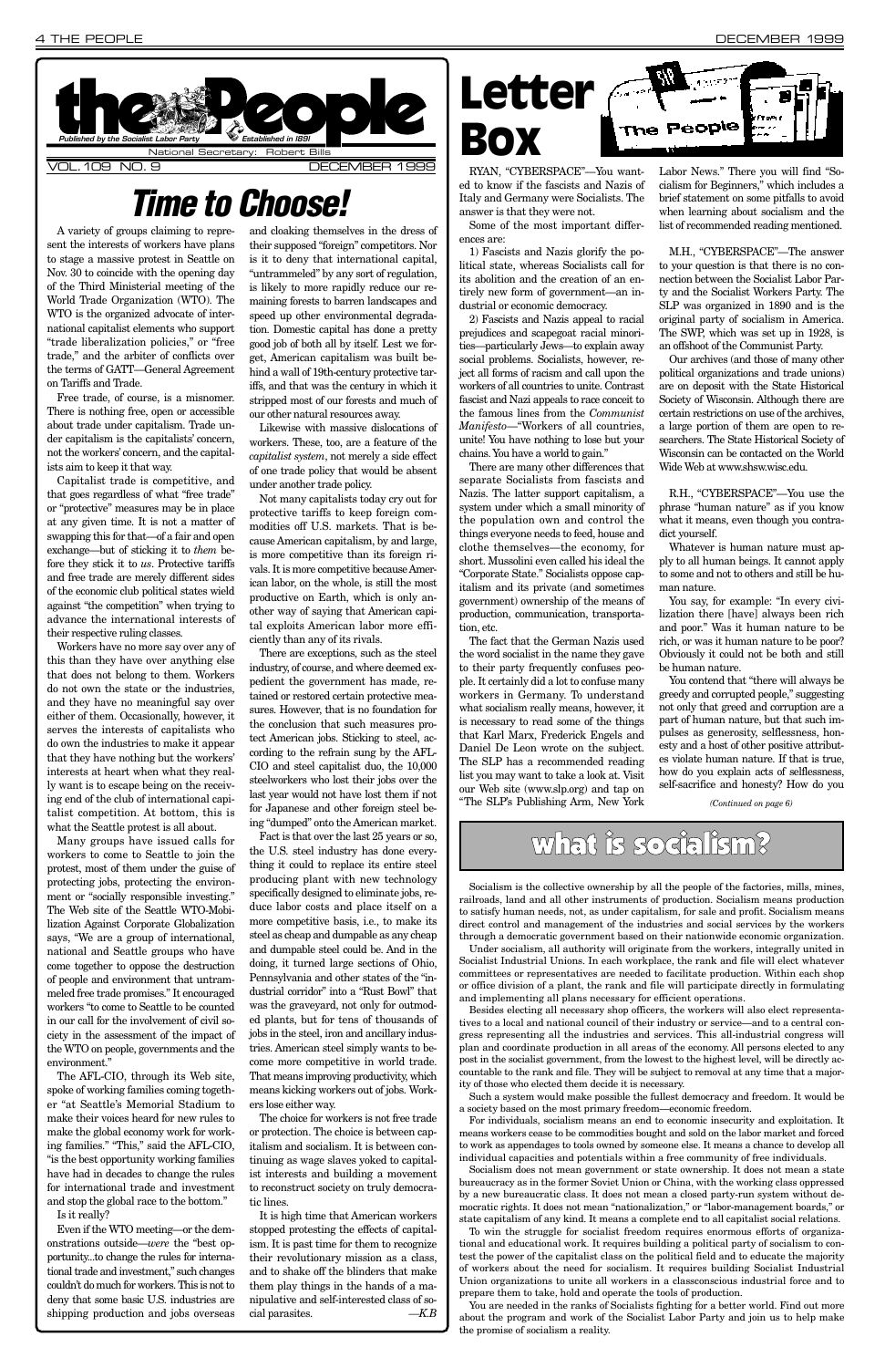# the People

*Published by the Socialist Labor Party* — *Established in 1891*

National Secretary: Robert Bills

VOL. 109 NO. 9 — DECEMBER 1999

# Time to Choose!

A variety of groups claiming to represent the interests of workers have plans to stage a massive protest in Seattle on Nov. 30 to coincide with the opening day of the Third Ministerial meeting of the World Trade Organization (WTO). The WTO is the organized advocate of international capitalist elements who support "trade liberalization policies," or "free trade," and the arbiter of conflicts over the terms of GATT—General Agreement on Tariffs and Trade.

Free trade, of course, is a misnomer. There is nothing free, open or accessible about trade under capitalism. Trade under capitalism is the capitalists' concern, not the workers' concern, and the capitalists aim to keep it that way.

Capitalist trade is competitive, and that goes regardless of what "free trade" or "protective" measures may be in place at any given time. It is not a matter of swapping this for that—of a fair and open exchange—but of sticking it to *them* before they stick it to *us*. Protective tariffs and free trade are merely different sides of the economic club political states wield against "the competition" when trying to advance the international interests of their respective ruling classes.

Workers have no more say over any of this than they have over anything else that does not belong to them. Workers do not own the state or the industries, and they have no meaningful say over either of them. Occasionally, however, it serves the interests of capitalists who do own the industries to make it appear that they have nothing but the workers' interests at heart when what they really want is to escape being on the receiving end of the club of international capitalist competition. At bottom, this is what the Seattle protest is all about.

Many groups have issued calls for workers to come to Seattle to join the protest, most of them under the guise of protecting jobs, protecting the environment or "socially responsible investing." The Web site of the Seattle WTO-Mobilization Against Corporate Globalization says, "We are a group of international, national and Seattle groups who have come together to oppose the destruction of people and environment that untrammeled free trade promises." It encouraged workers "to come to Seattle to be counted in our call for the involvement of civil society in the assessment of the impact of the WTO on people, governments and the environment."

The AFL-CIO, through its Web site, spoke of working families coming together "at Seattle's Memorial Stadium to make their voices heard for new rules to make the global economy work for working families." "This," said the AFL-CIO, "is the best opportunity working families have had in decades to change the rules for international trade and investment and stop the global race to the bottom."

Is it really?

Even if the WTO meeting—or the demonstrations outside—*were* the "best opportunity...to change the rules for international trade and investment," such changes couldn't do much for workers. This is not to deny that some basic U.S. industries are shipping production and jobs overseas and cloaking themselves in the dress of their supposed "foreign" competitors. Nor is it to deny that international capital, "untrammeled" by any sort of regulation, is likely to more rapidly reduce our remaining forests to barren landscapes and speed up other environmental degradation. Domestic capital has done a pretty good job of both all by itself. Lest we forget, American capitalism was built behind a wall of 19th-century protective tariffs, and that was the century in which it stripped most of our forests and much of our other natural resources away.

Likewise with massive dislocations of workers. These, too, are a feature of the *capitalist system*, not merely a side effect of one trade policy that would be absent under another trade policy.

Not many capitalists today cry out for protective tariffs to keep foreign commodities off U.S. markets. That is because American capitalism, by and large, is more competitive than its foreign rivals. It is more competitive because American labor, on the whole, is still the most productive on Earth, which is only another way of saying that American capital exploits American labor more efficiently than any of its rivals.

There are exceptions, such as the steel industry, of course, and where deemed expedient the government has made, retained or restored certain protective measures. However, that is no foundation for the conclusion that such measures protect American jobs. Sticking to steel, according to the refrain sung by the AFL-CIO and steel capitalist duo, the 10,000 steelworkers who lost their jobs over the last year would not have lost them if not for Japanese and other foreign steel being "dumped" onto the American market.

Fact is that over the last 25 years or so, the U.S. steel industry has done everything it could to replace its entire steel producing plant with new technology specifically designed to eliminate jobs, reduce labor costs and place itself on a more competitive basis, i.e., to make its steel as cheap and dumpable as any cheap and dumpable steel could be. And in the doing, it turned large sections of Ohio, Pennsylvania and other states of the "industrial corridor" into a "Rust Bowl" that was the graveyard, not only for outmoded plants, but for tens of thousands of jobs in the steel, iron and ancillary industries. American steel simply wants to become more competitive in world trade. That means improving productivity, which means kicking workers out of jobs. Workers lose either way.

The choice for workers is not free trade or protection. The choice is between capitalism and socialism. It is between continuing as wage slaves yoked to capitalist interests and building a movement to reconstruct society on truly democratic lines.

It is high time that American workers stopped protesting the effects of capitalism. It is past time for them to recognize their revolutionary mission as a class, and to shake off the blinders that make them play things in the hands of a manipulative and self-interested class of social parasites. *—K.B*

# Letter Box

RYAN, "CYBERSPACE"—You wanted to know if the fascists and Nazis of Italy and Germany were Socialists. The answer is that they were not.

Some of the most important differences are:

1) Fascists and Nazis glorify the political state, whereas Socialists call for its abolition and the creation of an entirely new form of government—an industrial or economic democracy.

2) Fascists and Nazis appeal to racial prejudices and scapegoat racial minorities—particularly Jews—to explain away social problems. Socialists, however, reject all forms of racism and call upon the workers of all countries to unite. Contrast fascist and Nazi appeals to race conceit to the famous lines from the *Communist Manifesto*—"Workers of all countries, unite! You have nothing to lose but your chains. You have a world to gain."

There are many other differences that separate Socialists from fascists and Nazis. The latter support capitalism, a system under which a small minority of the population own and control the things everyone needs to feed, house and clothe themselves—the economy, for short. Mussolini even called his ideal the "Corporate State." Socialists oppose capitalism and its private (and sometimes government) ownership of the means of production, communication, transportation, etc.

The fact that the German Nazis used the word socialist in the name they gave to their party frequently confuses people. It certainly did a lot to confuse many workers in Germany. To understand what socialism really means, however, it is necessary to read some of the things that Karl Marx, Frederick Engels and Daniel De Leon wrote on the subject. The SLP has a recommended reading list you may want to take a look at. Visit our Web site (www.slp.org) and tap on "The SLP's Publishing Arm, New York Labor News." There you will find "Socialism for Beginners," which includes a brief statement on some pitfalls to avoid when learning about socialism and the list of recommended reading mentioned.

M.H., "CYBERSPACE"—The answer to your question is that there is no connection between the Socialist Labor Party and the Socialist Workers Party. The SLP was organized in 1890 and is the original party of socialism in America. The SWP, which was set up in 1928, is an offshoot of the Communist Party.

Our archives (and those of many other political organizations and trade unions) are on deposit with the State Historical Society of Wisconsin. Although there are certain restrictions on use of the archives, a large portion of them are open to researchers. The State Historical Society of Wisconsin can be contacted on the World Wide Web at www.shsw.wisc.edu.

R.H., "CYBERSPACE"—You use the phrase "human nature" as if you know what it means, even though you contradict yourself.

Whatever is human nature must apply to all human beings. It cannot apply to some and not to others and still be human nature.

You say, for example: "In every civilization there [have] always been rich and poor." Was it human nature to be rich, or was it human nature to be poor? Obviously it could not be both and still be human nature.

You contend that "there will always be greedy and corrupted people," suggesting not only that greed and corruption are a part of human nature, but that such impulses as generosity, selflessness, honesty and a host of other positive attributes violate human nature. If that is true, how do you explain acts of selflessness, self-sacrifice and honesty? How do you

*(Continued on page 6)*

# what is socialism?

Socialism is the collective ownership by all the people of the factories, mills, mines, railroads, land and all other instruments of production. Socialism means production to satisfy human needs, not, as under capitalism, for sale and profit. Socialism means direct control and management of the industries and social services by the workers through a democratic government based on their nationwide economic organization.

Under socialism, all authority will originate from the workers, integrally united in Socialist Industrial Unions. In each workplace, the rank and file will elect whatever committees or representatives are needed to facilitate production. Within each shop or office division of a plant, the rank and file will participate directly in formulating and implementing all plans necessary for efficient operations.

Besides electing all necessary shop officers, the workers will also elect representatives to a local and national council of their industry or service—and to a central congress representing all the industries and services. This all-industrial congress will plan and coordinate production in all areas of the economy. All persons elected to any post in the socialist government, from the lowest to the highest level, will be directly accountable to the rank and file. They will be subject to removal at any time that a majority of those who elected them decide it is necessary.

Such a system would make possible the fullest democracy and freedom. It would be a society based on the most primary freedom—economic freedom.

For individuals, socialism means an end to economic insecurity and exploitation. It means workers cease to be commodities bought and sold on the labor market and forced to work as appendages to tools owned by someone else. It means a chance to develop all individual capacities and potentials within a free community of free individuals.

Socialism does not mean government or state ownership. It does not mean a state bureaucracy as in the former Soviet Union or China, with the working class oppressed by a new bureaucratic class. It does not mean a closed party-run system without democratic rights. It does not mean "nationalization," or "labor-management boards," or state capitalism of any kind. It means a complete end to all capitalist social relations.

To win the struggle for socialist freedom requires enormous efforts of organizational and educational work. It requires building a political party of socialism to contest the power of the capitalist class on the political field and to educate the majority of workers about the need for socialism. It requires building Socialist Industrial Union organizations to unite all workers in a classconscious industrial force and to prepare them to take, hold and operate the tools of production.

You are needed in the ranks of Socialists fighting for a better world. Find out more about the program and work of the Socialist Labor Party and join us to help make the promise of socialism a reality.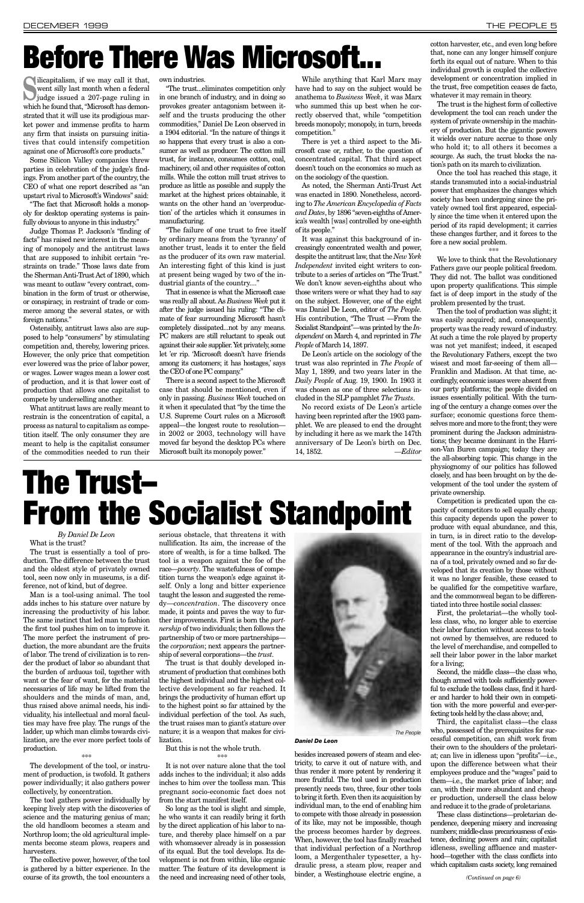# Before There Was Microsoft...

Silicapitalism, if we may call it that, went silly last month when a federal judge issued a 207-page ruling in which he found that, "Microsoft has demonstrated that it will use its prodigious market power and immense profits to harm any firm that insists on pursuing initiatives that could intensify competition against one of Microsoft's core products."

Some Silicon Valley companies threw parties in celebration of the judge's findings. From another part of the country, the CEO of what one report described as "an upstart rival to Microsoft's Windows" said:

"The fact that Microsoft holds a monopoly for desktop operating systems is painfully obvious to anyone in this industry."

Judge Thomas P. Jackson's "finding of facts" has raised new interest in the meaning of monopoly and the antitrust laws that are supposed to inhibit certain "restraints on trade." Those laws date from the Sherman Anti-Trust Act of 1890, which was meant to outlaw "every contract, combination in the form of trust or otherwise, or conspiracy, in restraint of trade or commerce among the several states, or with foreign nations."

Ostensibly, antitrust laws also are supposed to help "consumers" by stimulating competition and, thereby, lowering prices. However, the only price that competition ever lowered was the price of labor power, or wages. Lower wages mean a lower cost of production, and it is that lower cost of production that allows one capitalist to compete by underselling another.

What antitrust laws are really meant to restrain is the concentration of capital, a process as natural to capitalism as competition itself. The only consumer they are meant to help is the capitalist consumer of the commodities needed to run their own industries.

"The trust...eliminates competition only in one branch of industry, and in doing so provokes greater antagonism between itself and the trusts producing the other commodities," Daniel De Leon observed in a 1904 editorial. "In the nature of things it so happens that every trust is also a consumer as well as producer. The cotton mill trust, for instance, consumes cotton, coal, machinery, oil and other requisites of cotton mills. While the cotton mill trust strives to produce as little as possible and supply the market at the highest prices obtainable, it wants on the other hand an 'overproduction' of the articles which it consumes in manufacturing.

"The failure of one trust to free itself by ordinary means from the 'tyranny' of another trust, leads it to enter the field as the producer of its own raw material. An interesting fight of this kind is just at present being waged by two of the industrial giants of the country...."

That in essence is what the Microsoft case was really all about. As *Business Week* put it after the judge issued his ruling: "The climate of fear surrounding Microsoft hasn't completely dissipated...not by any means. PC makers are still reluctant to speak out against their sole supplier. Yet privately, some let 'er rip. 'Microsoft doesn't have friends among its customers; it has hostages,' says the CEO of one PC company."

There is a second aspect to the Microsoft case that should be mentioned, even if only in passing. *Business Week* touched on it when it speculated that "by the time the U.S. Supreme Court rules on a Microsoft appeal—the longest route to resolution—in 2002 or 2003, technology will have moved far beyond the desktop PCs where Microsoft built its monopoly power."

While anything that Karl Marx may have had to say on the subject would be anathema to *Business Week*, it was Marx who summed this up best when he correctly observed that, while "competition breeds monopoly; monopoly, in turn, breeds competition."

There is yet a third aspect to the Microsoft case or, rather, to the question of concentrated capital. That third aspect doesn't touch on the economics so much as on the sociology of the question.

As noted, the Sherman Anti-Trust Act was enacted in 1890. Nonetheless, according to *The American Encyclopedia of Facts and Dates*, by 1896 "seven-eighths of America's wealth [was] controlled by one-eighth of its people."

It was against this background of increasingly concentrated wealth and power, despite the antitrust law, that the *New York Independent* invited eight writers to contribute to a series of articles on "The Trust." We don't know seven-eighths about who those writers were or what they had to say on the subject. However, one of the eight was Daniel De Leon, editor of *The People*. His contribution, "The Trust —From the Socialist Standpoint"—was printed by the *Independent* on March 4, and reprinted in *The People* of March 14, 1897.

De Leon's article on the sociology of the trust was also reprinted in *The People* of May 1, 1899, and two years later in the *Daily People* of Aug. 19, 1900. In 1903 it was chosen as one of three selections included in the SLP pamphlet *The Trusts*.

No record exists of De Leon's article having been reprinted after the 1903 pamphlet. We are pleased to end the drought by including it here as we mark the 147th anniversary of De Leon's birth on Dec. 14, 1852. —*Editor*

# The Trust—From the Socialist Standpoint

*By Daniel De Leon*

What is the trust?

The trust is essentially a tool of production. The difference between the trust and the oldest style of privately owned tool, seen now only in museums, is a difference, not of kind, but of degree.

Man is a tool-using animal. The tool adds inches to his stature over nature by increasing the productivity of his labor. The same instinct that led man to fashion the first tool pushes him on to improve it. The more perfect the instrument of production, the more abundant are the fruits of labor. The trend of civilization is to render the product of labor so abundant that the burden of arduous toil, together with want or the fear of want, for the material necessaries of life may be lifted from the shoulders and the minds of man, and, thus raised above animal needs, his individuality, his intellectual and moral faculties may have free play. The rungs of the ladder, up which man climbs towards civilization, are the ever more perfect tools of production.

\*\*\*

The development of the tool, or instrument of production, is twofold. It gathers power individually; it also gathers power collectively, by concentration.

The tool gathers power individually by keeping lively step with the discoveries of science and the maturing genius of man; the old handloom becomes a steam and Northrop loom; the old agricultural implements become steam plows, reapers and harvesters.

The collective power, however, of the tool is gathered by a bitter experience. In the course of its growth, the tool encounters a serious obstacle, that threatens it with nullification. Its aim, the increase of the store of wealth, is for a time balked. The tool is a weapon against the foe of the race—*poverty*. The wastefulness of competition turns the weapon's edge against itself. Only a long and bitter experience taught the lesson and suggested the remedy—*concentration*. The discovery once made, it points and paves the way to further improvements. First is born the *partnership* of two individuals; then follows the partnership of two or more partnerships—the *corporation*; next appears the partnership of several corporations—the *trust*.

The trust is that doubly developed instrument of production that combines both the highest individual and the highest collective development so far reached. It brings the productivity of human effort up to the highest point so far attained by the individual perfection of the tool. As such, the trust raises man to giant's stature over nature; it is a weapon that makes for civilization.

But this is not the whole truth.

\*\*\*

It is not over nature alone that the tool adds inches to the individual; it also adds inches to him over the toolless man. This pregnant socio-economic fact does not from the start manifest itself.

So long as the tool is slight and simple, he who wants it can readily bring it forth by the direct application of his labor to nature, and thereby place himself on a par with whomsoever already is in possession of its equal. But the tool develops. Its development is not from within, like organic matter. The feature of its development is the need and increasing need of other tools, besides increased powers of steam and electricity, to carve it out of nature and thus render it more potent by rendering it more fruitful. The tool used in production presently needs two, three, four other tools to bring it forth. Even then its acquisition by individual man, to the end of enabling him to compete with those already in possession of its like, may not be impossible, though the process becomes harder by degrees. When, however, the tool has finally reached that individual perfection of a Northrop loom, a Mergenthaler typesetter, a hydraulic press, a steam plow, reaper and binder, a Westinghouse electric engine, a cotton harvester, etc., and even long before that, none can any longer himself conjure forth its equal out of nature. When to this individual growth is coupled the collective development or concentration implied in the trust, free competition ceases de facto, whatever it may remain in theory.

The trust is the highest form of collective development the tool can reach under the system of private ownership in the machinery of production. But the gigantic powers it wields over nature accrue to those only who hold it; to all others it becomes a scourge. As such, the trust blocks the nation's path on its march to civilization.

Once the tool has reached this stage, it stands transmuted into a social-industrial power that emphasizes the changes which society has been undergoing since the privately owned tool first appeared, especially since the time when it entered upon the period of its rapid development; it carries these changes further, and it forces to the fore a new social problem.

\*\*\*

We love to think that the Revolutionary Fathers gave our people political freedom. They did not. The ballot was conditioned upon property qualifications. This simple fact is of deep import in the study of the problem presented by the trust.

Then the tool of production was slight; it was easily acquired; and, consequently, property was the ready reward of industry. At such a time the role played by property was not yet manifest; indeed, it escaped the Revolutionary Fathers, except the two wisest and most far-seeing of them all—Franklin and Madison. At that time, accordingly, economic issues were absent from our party platforms; the people divided on issues essentially political. With the turning of the century a change comes over the surface; economic questions force themselves more and more to the front; they were prominent during the Jackson administrations; they became dominant in the Harrison-Van Buren campaign; today they are the all-absorbing topic. This change in the physiognomy of our politics has followed closely, and has been brought on by the development of the tool under the system of private ownership.

Competition is predicated upon the capacity of competitors to sell equally cheap; this capacity depends upon the power to produce with equal abundance, and this, in turn, is in direct ratio to the development of the tool. With the approach and appearance in the country's industrial arena of a tool, privately owned and so far developed that its creation by those without it was no longer feasible, these ceased to be qualified for the competitive warfare, and the commonweal began to be differentiated into three hostile social classes:

First, the proletariat—the wholly toolless class, who, no longer able to exercise their labor function without access to tools not owned by themselves, are reduced to the level of merchandise, and compelled to sell their labor power in the labor market for a living;

Second, the middle class—the class who, though armed with tools sufficiently powerful to exclude the toolless class, find it harder and harder to hold their own in competition with the more powerful and ever-perfecting tools held by the class above; and,

Third, the capitalist class—the class who, possessed of the prerequisites for successful competition, can shift work from their own to the shoulders of the proletariat; can live in idleness upon "profits"—i.e., upon the difference between what their employees produce and the "wages" paid to them—i.e., the market price of labor; and can, with their more abundant and cheaper production, undersell the class below and reduce it to the grade of proletarians.

These class distinctions—proletarian dependence, deepening misery and increasing numbers; middle-class precariousness of existence, declining powers and ruin; capitalist idleness, swelling affluence and masterhood—together with the class conflicts into which capitalism casts society, long remained

*(Continued on page 6)*

*Daniel De Leon*

*The People*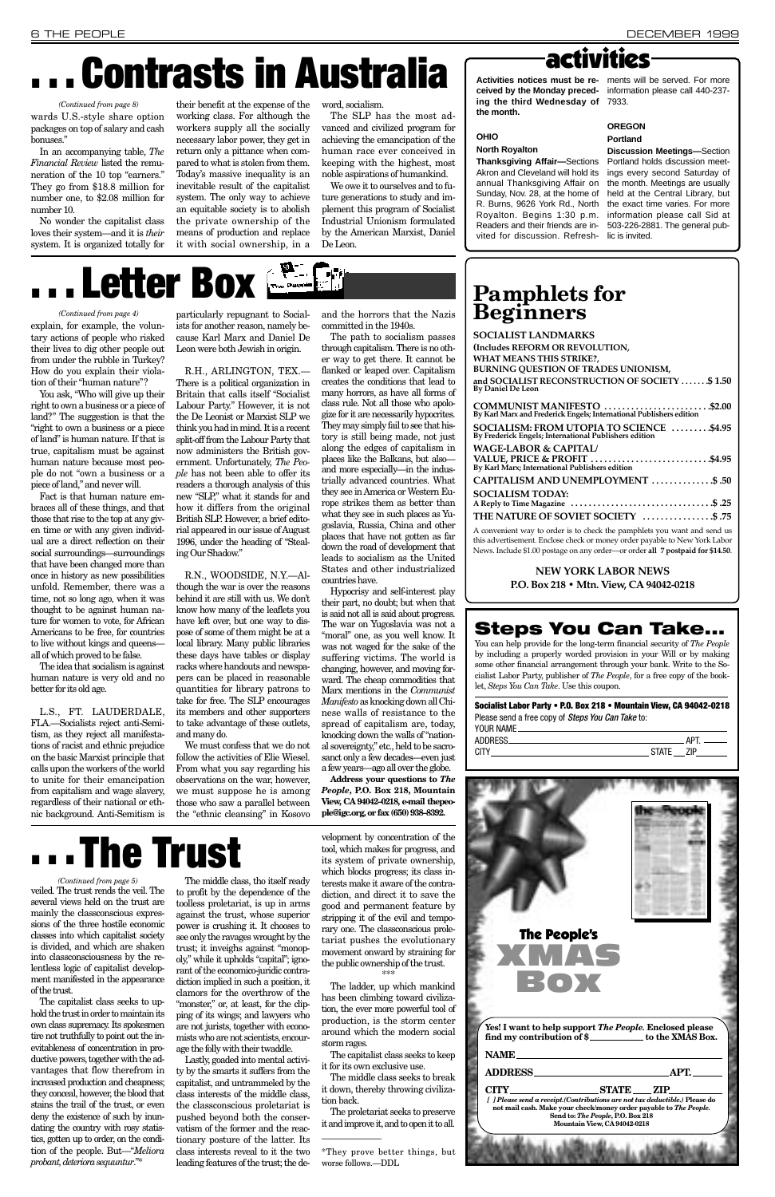# . . . Contrasts in Australia

*(Continued from page 8)*

wards U.S.-style share option packages on top of salary and cash bonuses."

In an accompanying table, *The Financial Review* listed the remuneration of the 10 top "earners." They go from $18.8 million for number one, to $2.08 million for number 10.

No wonder the capitalist class loves their system—and it is *their* system. It is organized totally for their benefit at the expense of the working class. For although the workers supply all the socially necessary labor power, they get in return only a pittance when compared to what is stolen from them. Today's massive inequality is an inevitable result of the capitalist system. The only way to achieve an equitable society is to abolish the private ownership of the means of production and replace it with social ownership, in a word, socialism.

The SLP has the most advanced and civilized program for achieving the emancipation of the human race ever conceived in keeping with the highest, most noble aspirations of humankind.

We owe it to ourselves and to future generations to study and implement this program of Socialist Industrial Unionism formulated by the American Marxist, Daniel De Leon.

# activities

**Activities notices must be received by the Monday preceding the third Wednesday of the month.**

### OHIO

**North Royalton**

**Thanksgiving Affair**—Sections Akron and Cleveland will hold its annual Thanksgiving Affair on Sunday, Nov. 28, at the home of R. Burns, 9626 York Rd., North Royalton. Begins 1:30 p.m. Readers and their friends are invited for discussion. Refreshments will be served. For more information please call 440-237-7933.

### OREGON

**Portland**

**Discussion Meetings**—Section Portland holds discussion meetings every second Saturday of the month. Meetings are usually held at the Central Library, but the exact time varies. For more information please call Sid at 503-226-2881. The general public is invited.

# . . . Letter Box

*(Continued from page 4)*

explain, for example, the voluntary actions of people who risked their lives to dig other people out from under the rubble in Turkey? How do you explain their violation of their "human nature"?

You ask, "Who will give up their right to own a business or a piece of land?" The suggestion is that the "right to own a business or a piece of land" is human nature. If that is true, capitalism must be against human nature because most people do not "own a business or a piece of land," and never will.

Fact is that human nature embraces all of these things, and that those that rise to the top at any given time or with any given individual are a direct reflection on their social surroundings—surroundings that have been changed more than once in history as new possibilities unfold. Remember, there was a time, not so long ago, when it was thought to be against human nature for women to vote, for African Americans to be free, for countries to live without kings and queens—all of which proved to be false.

The idea that socialism is against human nature is very old and no better for its old age.

L.S., FT. LAUDERDALE, FLA.—Socialists reject anti-Semitism, as they reject all manifestations of racist and ethnic prejudice on the basic Marxist principle that calls upon the workers of the world to unite for their emancipation from capitalism and wage slavery, regardless of their national or ethnic background. Anti-Semitism is particularly repugnant to Socialists for another reason, namely because Karl Marx and Daniel De Leon were both Jewish in origin.

R.H., ARLINGTON, TEX.—There is a political organization in Britain that calls itself "Socialist Labour Party." However, it is not the De Leonist or Marxist SLP we think you had in mind. It is a recent split-off from the Labour Party that now administers the British government. Unfortunately, *The People* has not been able to offer its readers a thorough analysis of this new "SLP," what it stands for and how it differs from the original British SLP. However, a brief editorial appeared in our issue of August 1996, under the heading of "Stealing Our Shadow."

R.N., WOODSIDE, N.Y.—Although the war is over the reasons behind it are still with us. We don't know how many of the leaflets you have left over, but one way to dispose of some of them might be at a local library. Many public libraries these days have tables or display racks where handouts and newspapers can be placed in reasonable quantities for library patrons to take for free. The SLP encourages its members and other supporters to take advantage of these outlets, and many do.

We must confess that we do not follow the activities of Elie Wiesel. From what you say regarding his observations on the war, however, we must suppose he is among those who saw a parallel between the "ethnic cleansing" in Kosovo and the horrors that the Nazis committed in the 1940s.

The path to socialism passes through capitalism. There is no other way to get there. It cannot be flanked or leaped over. Capitalism creates the conditions that lead to many horrors, as have all forms of class rule. Not all those who apologize for it are necessarily hypocrites. They may simply fail to see that history is still being made, not just along the edges of capitalism in places like the Balkans, but also—and more especially—in the industrially advanced countries. What they see in America or Western Europe strikes them as better than what they see in such places as Yugoslavia, Russia, China and other places that have not gotten as far down the road of development that leads to socialism as the United States and other industrialized countries have.

Hypocrisy and self-interest play their part, no doubt; but when that is said not all is said about progress. The war on Yugoslavia was not a "moral" one, as you well know. It was not waged for the sake of the suffering victims. The world is changing, however, and moving forward. The cheap commodities that Marx mentions in the *Communist Manifesto* as knocking down all Chinese walls of resistance to the spread of capitalism are, today, knocking down the walls of "national sovereignty," etc., held to be sacrosanct only a few decades—even just a few years—ago all over the globe.

**Address your questions to *The People*, P.O. Box 218, Mountain View, CA 94042-0218, e-mail thepeople@igc.org, or fax (650) 938-8392.**

# Pamphlets for Beginners

**SOCIALIST LANDMARKS**
**(Includes REFORM OR REVOLUTION, WHAT MEANS THIS STRIKE?, BURNING QUESTION OF TRADES UNIONISM, and SOCIALIST RECONSTRUCTION OF SOCIETY** . . . . . . **$1.50**
By Daniel De Leon

**COMMUNIST MANIFESTO** . . . . . . . . . . . . **$2.00**
By Karl Marx and Frederick Engels; International Publishers edition

**SOCIALISM: FROM UTOPIA TO SCIENCE** . . . . . . **$4.95**
By Frederick Engels; International Publishers edition

**WAGE-LABOR & CAPITAL/ VALUE, PRICE & PROFIT** . . . . . . . . . . . . **$4.95**
By Karl Marx; International Publishers edition

**CAPITALISM AND UNEMPLOYMENT** . . . . . . **$ .50**

**SOCIALISM TODAY:**
A Reply to Time Magazine . . . . . . . . . . . . **$ .25**

**THE NATURE OF SOVIET SOCIETY** . . . . . . **$ .75**

A convenient way to order is to check the pamphlets you want and send us this advertisement. Enclose check or money order payable to New York Labor News. Include $1.00 postage on any order—or order **all 7 postpaid for $14.50**.

**NEW YORK LABOR NEWS**
**P.O. Box 218 • Mtn. View, CA 94042-0218**

# Steps You Can Take...

You can help provide for the long-term financial security of *The People* by including a properly worded provision in your Will or by making some other financial arrangement through your bank. Write to the Socialist Labor Party, publisher of *The People*, for a free copy of the booklet, *Steps You Can Take*. Use this coupon.

**Socialist Labor Party • P.O. Box 218 • Mountain View, CA 94042-0218**
Please send a free copy of *Steps You Can Take* to:
YOUR NAME ____________________
ADDRESS ____________________ APT. ______
CITY ____________________ STATE ___ ZIP ______

# . . . The Trust

*(Continued from page 5)*

veiled. The trust rends the veil. The several views held on the trust are mainly the classconscious expressions of the three hostile economic classes into which capitalist society is divided, and which are shaken into classconsciousness by the relentless logic of capitalist development manifested in the appearance of the trust.

The capitalist class seeks to uphold the trust in order to maintain its own class supremacy. Its spokesmen tire not truthfully to point out the inevitableness of concentration in productive powers, together with the advantages that flow therefrom in increased production and cheapness; they conceal, however, the blood that stains the trail of the trust, or even deny the existence of such by inundating the country with rosy statistics, gotten up to order, on the condition of the people. But—"*Meliora probant, deteriora sequuntur*."*

The middle class, tho itself ready to profit by the dependence of the toolless proletariat, is up in arms against the trust, whose superior power is crushing it. It chooses to see only the ravages wrought by the trust; it inveighs against "monopoly," while it upholds "capital"; ignorant of the economico-juridic contradiction implied in such a position, it clamors for the overthrow of the "monster," or, at least, for the clipping of its wings; and lawyers who are not jurists, together with economists who are not scientists, encourage the folly with their twaddle.

Lastly, goaded into mental activity by the smarts it suffers from the capitalist, and untrammeled by the class interests of the middle class, the classconscious proletariat is pushed beyond both the conservatism of the former and the reactionary posture of the latter. Its class interests reveal to it the two leading features of the trust; the development by concentration of the tool, which makes for progress, and its system of private ownership, which blocks progress; its class interests make it aware of the contradiction, and direct it to save the good and permanent feature by stripping it of the evil and temporary one. The classconscious proletariat pushes the evolutionary movement onward by straining for the public ownership of the trust.

\*\*\*

The ladder, up which mankind has been climbing toward civilization, the ever more powerful tool of production, is the storm center around which the modern social storm rages.

The capitalist class seeks to keep it for its own exclusive use.

The middle class seeks to break it down, thereby throwing civilization back.

The proletariat seeks to preserve it and improve it, and to open it to all.

---

*They prove better things, but worse follows.—DDL

# The People's XMAS Box

**Yes! I want to help support *The People*. Enclosed please find my contribution of $__________ to the XMAS Box.**

**NAME** ____________________

**ADDRESS** ____________________ **APT.** ______

**CITY** ____________________ **STATE** ___ **ZIP** ______

***[ ] Please send a receipt. (Contributions are not tax deductible.)* Please do not mail cash. Make your check/money order payable to *The People*. Send to: *The People*, P.O. Box 218 Mountain View, CA 94042-0218**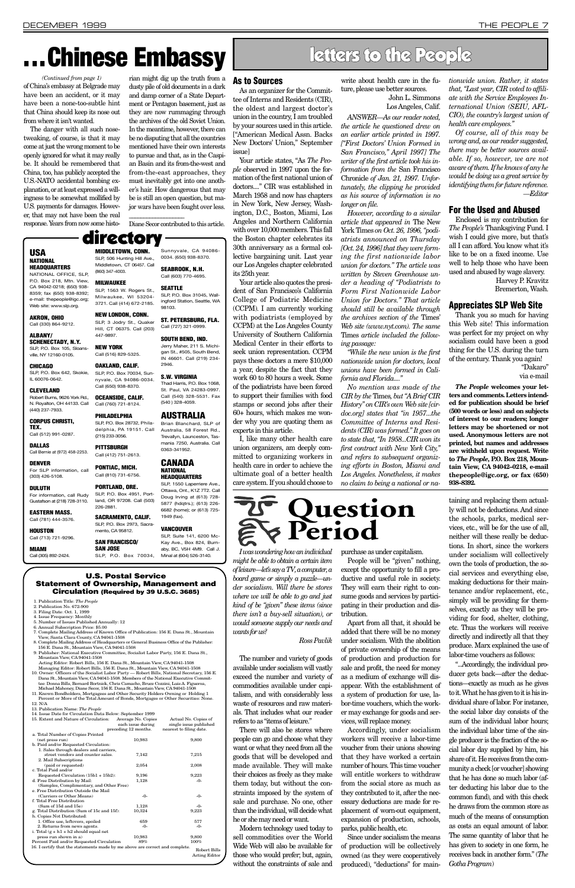# ...Chinese Embassy

*(Continued from page 1)*

of China's embassy at Belgrade may have been an accident, or it may have been a none-too-subtle hint that China should keep its nose out from where it isn't wanted.

The danger with all such nose-tweaking, of course, is that it may come at just the wrong moment to be openly ignored for what it may really be. It should be remembered that China, too, has publicly accepted the U.S.-NATO accidental bombing explanation, or at least expressed a willingness to be somewhat mollified by U.S. payments for damages. However, that may not have been the real response. Years from now some historian might dig up the truth from a dusty pile of old documents in a dark and damp corner of a State Department or Pentagon basement, just as they are now rummaging through the archives of the old Soviet Union. In the meantime, however, there can be no disputing that all the countries mentioned have their own interests to pursue and that, as in the Caspian Basin and its from-the-west and from-the-east approaches, they must inevitably get into one another's hair. How dangerous that may be is still an open question, but major wars have been fought over less.

---

Diane Secor contributed to this article.

## directory

### USA

**NATIONAL HEADQUARTERS**
NATIONAL OFFICE, SLP, P.O. Box 218, Mtn. View, CA 94042-0218; (650) 938-8359; fax (650) 938-8392; e-mail: thepeople@igc.org; Web site: www.slp.org.

**AKRON, OHIO**
Call (330) 864-9212.

**ALBANY/ SCHENECTADY, N.Y.**
SLP, P.O. Box 105, Sloansville, NY 12160-0105.

**CHICAGO**
SLP, P.O. Box 642, Skokie, IL 60076-0642.

**CLEVELAND**
Robert Burns, 9626 York Rd., N. Royalton, OH 44133. Call (440) 237-7933.

**CORPUS CHRISTI, TEX.**
Call (512) 991-0287.

**DALLAS**
Call Bernie at (972) 458-2253.

**DENVER**
For SLP information, call (303) 426-5108.

**DULUTH**
For information, call Rudy Gustafson at (218) 728-3110.

**EASTERN MASS.**
Call (781) 444-3576.

**HOUSTON**
Call (713) 721-9296.

**MIAMI**
Call (305) 892-2424.

**MIDDLETOWN, CONN.**
SLP, 506 Hunting Hill Ave., Middletown, CT 06457. Call (860) 347-4003.

**MILWAUKEE**
SLP, 1563 W. Rogers St., Milwaukee, WI 53204-3721. Call (414) 672-2185.

**NEW LONDON, CONN.**
SLP, 3 Jodry St., Quaker Hill, CT 06375. Call (203) 447-9897.

**NEW YORK**
Call (516) 829-5325.

**OAKLAND, CALIF.**
SLP, P.O. Box 70034, Sunnyvale, CA 94086-0034. Call (650) 938-8370.

**OCEANSIDE, CALIF.**
Call (760) 721-8124.

**PHILADELPHIA**
SLP, P.O. Box 28732, Philadelphia, PA 19151. Call (215) 233-3056.

**PITTSBURGH**
Call (412) 751-2613.

**PONTIAC, MICH.**
Call (810) 731-6756.

**PORTLAND, ORE.**
SLP, P.O. Box 4951, Portland, OR 97208. Call (503) 226-2881.

**SACRAMENTO, CALIF.**
SLP, P.O. Box 2973, Sacramento, CA 95812.

**SAN FRANCISCO/ SAN JOSE**
SLP, P.O. Box 70034, Sunnyvale, CA 94086-0034. (650) 938-8370.

**SEABROOK, N.H.**
Call (603) 770-4695.

**SEATTLE**
SLP, P.O. Box 31045, Wallingford Station, Seattle, WA 98103.

**ST. PETERSBURG, FLA.**
Call (727) 321-0999.

**SOUTH BEND, IND.**
Jerry Maher, 211 S. Michigan St., #505, South Bend, IN 46601. Call (219) 234-2946.

**S.W. VIRGINIA**
Thad Harris, P.O. Box 1068, St. Paul, VA 24283-0997. Call (540) 328-5531. Fax (540) 328-4059.

### AUSTRALIA

Brian Blanchard, SLP of Australia, 58 Forest Rd., Trevallyn, Launceston, Tasmania 7250, Australia. Call 0363-341952.

### CANADA

**NATIONAL HEADQUARTERS**
SLP, 1550 Laperriere Ave., Ottawa, Ont., K1Z 7T2. Call Doug Irving at (613) 728-5877 (hdqtrs.); (613) 226-6682 (home); or (613) 725-1949 (fax).

**VANCOUVER**
SLP, Suite 141, 6200 McKay Ave., Box 824, Burnaby, BC, V5H 4M9. Call J. Minal at (604) 526-3140.

## U.S. Postal Service Statement of Ownership, Management and Circulation (Required by 39 U.S.C. 3685)

1. Publication Title: *The People*
2. Publication No. 672-900
3. Filing Date: Oct. 1, 1999
4. Issue Frequency: Monthly
5. Number of Issues Published Annually: 12
6. Annual Subscription Price: $5.00
7. Complete Mailing Address of Known Office of Publication: 156 E. Dana St., Mountain View, Santa Clara County, CA 94041-1508
8. Complete Mailing Address of Headquarters or General Business Office of the Publisher: 156 E. Dana St., Mountain View, CA 94041-1508
9. Publisher: National Executive Committee, Socialist Labor Party, 156 E. Dana St., Mountain View, CA 94041-1508
   Acting Editor: Robert Bills, 156 E. Dana St., Mountain View, CA 94041-1508
   Managing Editor: Robert Bills, 156 E. Dana St., Mountain View, CA 94041-1508
10. Owner: Officers of the Socialist Labor Party — Robert Bills, National Secretary, 156 E. Dana St., Mountain View, CA 94041-1508. Members of the National Executive Committee: Donna Bills, Bernard Bortnick, Chris Camacho, Bruce Cozzini, Luis A. Figueroa, Michael Mahoney, Diane Secor, 156 E. Dana St., Mountain View, CA 94041-1508
11. Known Bondholders, Mortgagees and Other Security Holders Owning or Holding 1 Percent or More of the Total Amount of Bonds, Mortgages or Other Securities: None.
12. N/A
13. Publication Name: *The People*
14. Issue Date for Circulation Data Below: September 1999
15. Extent and Nature of Circulation:

| | Average No. Copies each issue during preceding 12 months. | Actual No. Copies of single issue published nearest to filing date. |
|---|---|---|
| a. Total Number of Copies Printed (net press run) | 10,983 | 9,800 |
| b. Paid and/or Requested Circulation: | | |
| 1. Sales through dealers and carriers, street vendors and counter sales. | 7,142 | 7,215 |
| 2. Mail Subscriptions (paid or requested) | 2,054 | 2,008 |
| c. Total Paid and/or Requested Circulation (15b1 + 15b2): | 9,196 | 9,223 |
| d. Free Distribution by Mail: (Samples, Complimentary, and Other Free) | 1,128 | -0- |
| e. Free Distribution Outside the Mail (Carriers or Other Means) | -0- | -0- |
| f. Total Free Distribution (Sum of 15d and 15e) | 1,128 | -0- |
| g. Total Distribution (Sum of 15c and 15f): | 10,324 | 9,223 |
| h. Copies Not Distributed: | | |
| 1. Office use, leftovers, spoiled | 659 | 577 |
| 2. Returns from news agents. | -0- | -0- |
| i. Total (g + h1 + h2 should equal net press run shown in a) | 10,983 | 9,800 |
| Percent Paid and/or Requested Circulation | 89% | 100% |

16. I certify that the statements made by me above are correct and complete.

Robert Bills
Acting Editor

# letters to the People

## As to Sources

As an organizer for the Committee of Interns and Residents (CIR), the oldest and largest doctor's union in the country, I am troubled by your sources used in this article. ["American Medical Assn. Backs New Doctors' Union," September issue]

Your article states, "As *The People* observed in 1997 upon the formation of the first national union of doctors...." CIR was established in March 1958 and now has chapters in New York, New Jersey, Washington, D.C., Boston, Miami, Los Angeles and Northern California with over 10,000 members. This fall the Boston chapter celebrates its 30th anniversary as a formal collective bargaining unit. Last year our Los Angeles chapter celebrated its 25th year.

Your article also quotes the president of San Francisco's California College of Podiatric Medicine (CCPM). I am currently working with podiatrists (employed by CCPM) at the Los Angeles County University of Southern California Medical Center in their efforts to seek union representation. CCPM pays these doctors a mere $10,000 a year, despite the fact that they work 60 to 80 hours a week. Some of the podiatrists have been forced to support their families with food stamps or second jobs after their 60+ hours, which makes me wonder why you are quoting them as experts in this article.

I, like many other health care union organizers, am deeply committed to organizing workers in health care in order to achieve the ultimate goal of a better health care system. If you should choose to write about health care in the future, please use better sources.

John L. Simmons
Los Angeles, Calif.

*ANSWER—As our reader noted, the article he questioned drew on an earlier article printed in 1997. ["First Doctors' Union Formed in San Francisco," April 1997] The writer of the first article took his information from the* San Francisco Chronicle *of Jan. 21, 1997. Unfortunately, the clipping he provided as his source of information is no longer on file.*

*However, according to a similar article that appeared in* The New York Times *on Oct. 26, 1996, "podiatrists announced on Thursday [Oct. 24, 1996] that they were forming the first nationwide labor union for doctors." The article was written by Steven Greenhouse under a heading of "Podiatrists to Form First Nationwide Labor Union for Doctors." That article should still be available through the archives section of the* Times' *Web site (www.nyt.com). The same* Times *article included the following passage:*

*"While the new union is the first nationwide union for doctors, local unions have been formed in California and Florida...."*

*No mention was made of the CIR by the* Times, *but "A Brief CIR History" on CIR's own Web site [cirdoc.org] states that "in 1957...the Committee of Interns and Residents (CIR) was formed." It goes on to state that, "In 1958...CIR won its first contract with New York City," and refers to subsequent organizing efforts in Boston, Miami and Los Angeles. Nonetheless, it makes no claim to being a national or nationwide union. Rather, it states that, "Last year, CIR voted to affiliate with the Service Employees International Union (SEIU, AFL-CIO), the country's largest union of health care employees."*

*Of course, all of this may be wrong and, as our reader suggested, there may be better sources available. If so, however, we are not aware of them. If he knows of any he would be doing us a great service by identifying them for future reference.*
*—Editor*

## For the Used and Abused

Enclosed is my contribution for *The People's* Thanksgiving Fund. I wish I could give more, but that's all I can afford. You know what it's like to be on a fixed income. Use well to help those who have been used and abused by wage slavery.

Harvey P. Kravitz
Bremerton, Wash.

## Appreciates SLP Web Site

Thank you so much for having this Web site! This information was perfect for my project on why socialism could have been a good thing for the U.S. during the turn of the century. Thank you again!

"Dakaro"
via e-mail

***The People* welcomes your letters and comments. Letters intended for publication should be brief (500 words or less) and on subjects of interest to our readers; longer letters may be shortened or not used. Anonymous letters are not printed, but names and addresses are withheld upon request. Write to *The People*, P.O. Box 218, Mountain View, CA 94042–0218, e-mail thepeople@igc.org, or fax (650) 938–8392.**

# Question Period

*I was wondering how an individual might be able to obtain a certain item of leisure—let's say a TV, a computer, a board game or simply a puzzle—under socialism. Will there be stores where we will be able to go and just kind of be "given" these items (since there isn't a buy-sell situation), or would someone supply our needs and wants for us?*

*Ross Pavlik*

The number and variety of goods available under socialism will vastly exceed the number and variety of commodities available under capitalism, and with considerably less waste of resources and raw materials. That includes what our reader refers to as "items of leisure."

There will also be stores where people can go and choose what they want or what they need from all the goods that will be developed and made available. They will make their choices as freely as they make them today, but without the constraints imposed by the system of sale and purchase. No one, other than the individual, will decide what he or she may need or want.

Modern technology used today to sell commodities over the World Wide Web will also be available for those who would prefer; but, again, without the constraints of sale and purchase as under capitalism.

People will be "given" nothing, except the opportunity to fill a productive and useful role in society. They will earn their right to consume goods and services by participating in their production and distribution.

Apart from all that, it should be added that there will be no money under socialism. With the abolition of private ownership of the means of production and production for sale and profit, the need for money as a medium of exchange will disappear. With the establishment of a system of production for use, labor-time vouchers, which the worker may exchange for goods and services, will replace money.

Accordingly, under socialism workers will receive a labor-time voucher from their unions showing that they have worked a certain number of hours. This time voucher will entitle workers to withdraw from the social store as much as they contributed to it, after the necessary deductions are made for replacement of worn-out equipment, expansion of production, schools, parks, public health, etc.

Since under socialism the means of production will be collectively owned (as they were cooperatively produced), "deductions" for maintaining and replacing them actually will not be deductions. And since the schools, parks, medical services, etc., will be for the use of all, neither will these really be deductions. In short, since the workers under socialism will collectively own the tools of production, the social services and everything else, making deductions for their maintenance and/or replacement, etc., simply will be providing for themselves, exactly as they will be providing for food, shelter, clothing, etc. Thus the workers will receive directly and indirectly all that they produce. Marx explained the use of labor-time vouchers as follows:

"...Accordingly, the individual producer gets back—after the deductions—exactly as much as he gives to it. What he has given to it is his individual share of labor. For instance, the social labor day consists of the sum of the individual labor hours; the individual labor time of the single producer is the fraction of the social labor day supplied by him, his share of it. He receives from the community a check [or voucher] showing that he has done so much labor (after deducting his labor due to the common fund), and with this check he draws from the common store as much of the means of consumption as costs an equal amount of labor. The same quantity of labor that he has given to society in one form, he receives back in another form." (*The Gotha Program*)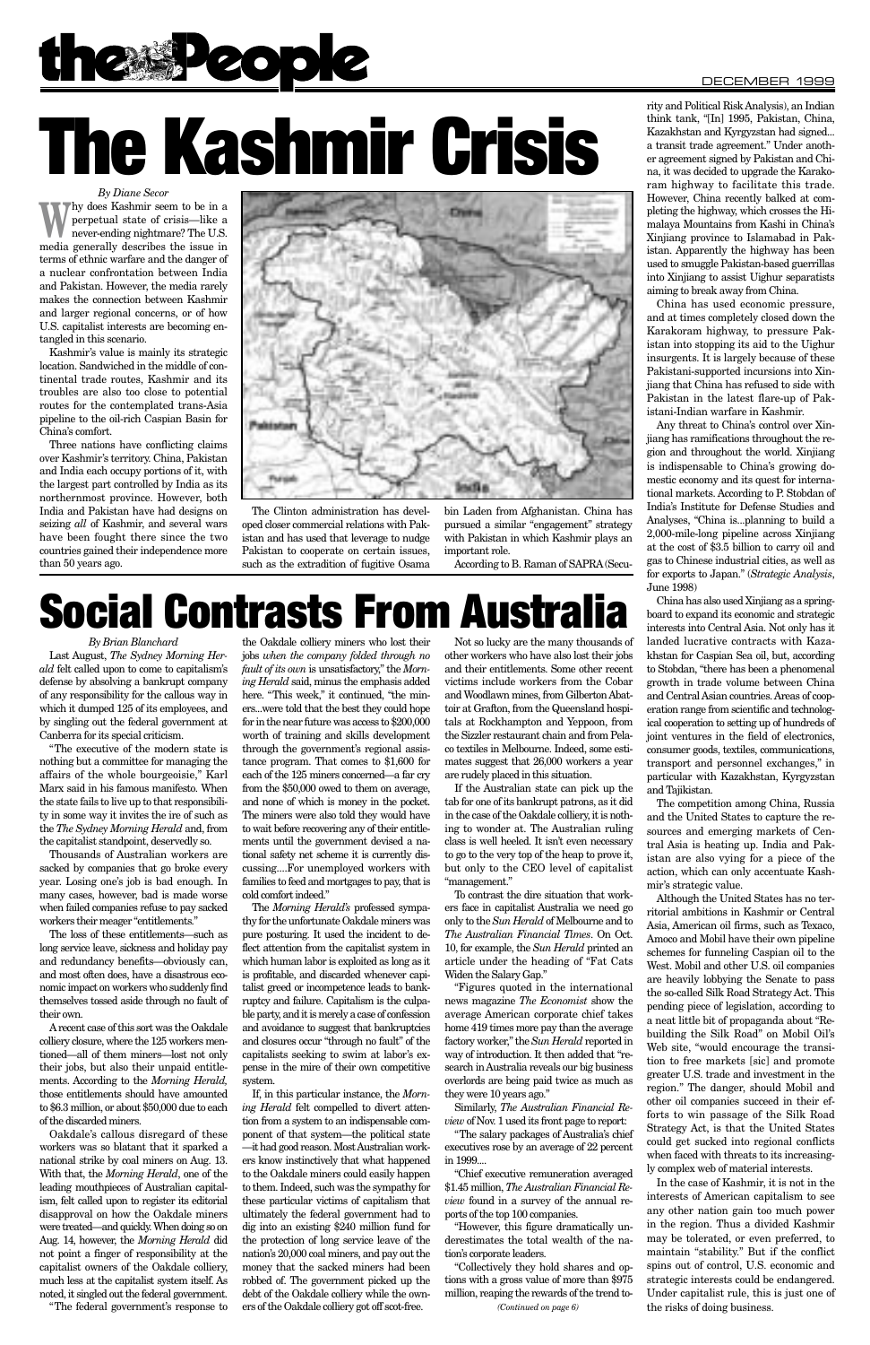# The Kashmir Crisis

*By Diane Secor*

Why does Kashmir seem to be in a perpetual state of crisis—like a never-ending nightmare? The U.S. media generally describes the issue in terms of ethnic warfare and the danger of a nuclear confrontation between India and Pakistan. However, the media rarely makes the connection between Kashmir and larger regional concerns, or of how U.S. capitalist interests are becoming entangled in this scenario.

Kashmir's value is mainly its strategic location. Sandwiched in the middle of continental trade routes, Kashmir and its troubles are also too close to potential routes for the contemplated trans-Asia pipeline to the oil-rich Caspian Basin for China's comfort.

Three nations have conflicting claims over Kashmir's territory. China, Pakistan and India each occupy portions of it, with the largest part controlled by India as its northernmost province. However, both India and Pakistan have had designs on seizing *all* of Kashmir, and several wars have been fought there since the two countries gained their independence more than 50 years ago.

The Clinton administration has developed closer commercial relations with Pakistan and has used that leverage to nudge Pakistan to cooperate on certain issues, such as the extradition of fugitive Osama bin Laden from Afghanistan. China has pursued a similar "engagement" strategy with Pakistan in which Kashmir plays an important role.

According to B. Raman of SAPRA (Security and Political Risk Analysis), an Indian think tank, "[In] 1995, Pakistan, China, Kazakhstan and Kyrgyzstan had signed... a transit trade agreement." Under another agreement signed by Pakistan and China, it was decided to upgrade the Karakoram highway to facilitate this trade. However, China recently balked at completing the highway, which crosses the Himalaya Mountains from Kashi in China's Xinjiang province to Islamabad in Pakistan. Apparently the highway has been used to smuggle Pakistan-based guerrillas into Xinjiang to assist Uighur separatists aiming to break away from China.

China has used economic pressure, and at times completely closed down the Karakoram highway, to pressure Pakistan into stopping its aid to the Uighur insurgents. It is largely because of these Pakistani-supported incursions into Xinjiang that China has refused to side with Pakistan in the latest flare-up of Pakistani-Indian warfare in Kashmir.

Any threat to China's control over Xinjiang has ramifications throughout the region and throughout the world. Xinjiang is indispensable to China's growing domestic economy and its quest for international markets. According to P. Stobdan of India's Institute for Defense Studies and Analyses, "China is...planning to build a 2,000-mile-long pipeline across Xinjiang at the cost of $3.5 billion to carry oil and gas to Chinese industrial cities, as well as for exports to Japan." (*Strategic Analysis*, June 1998)

China has also used Xinjiang as a springboard to expand its economic and strategic interests into Central Asia. Not only has it landed lucrative contracts with Kazakhstan for Caspian Sea oil, but, according to Stobdan, "there has been a phenomenal growth in trade volume between China and Central Asian countries. Areas of cooperation range from scientific and technological cooperation to setting up of hundreds of joint ventures in the field of electronics, consumer goods, textiles, communications, transport and personnel exchanges," in particular with Kazakhstan, Kyrgyzstan and Tajikistan.

The competition among China, Russia and the United States to capture the resources and emerging markets of Central Asia is heating up. India and Pakistan are also vying for a piece of the action, which can only accentuate Kashmir's strategic value.

Although the United States has no territorial ambitions in Kashmir or Central Asia, American oil firms, such as Texaco, Amoco and Mobil have their own pipeline schemes for funneling Caspian oil to the West. Mobil and other U.S. oil companies are heavily lobbying the Senate to pass the so-called Silk Road Strategy Act. This pending piece of legislation, according to a neat little bit of propaganda about "Rebuilding the Silk Road" on Mobil Oil's Web site, "would encourage the transition to free markets [sic] and promote greater U.S. trade and investment in the region." The danger, should Mobil and other oil companies succeed in their efforts to win passage of the Silk Road Strategy Act, is that the United States could get sucked into regional conflicts when faced with threats to its increasingly complex web of material interests.

In the case of Kashmir, it is not in the interests of American capitalism to see any other nation gain too much power in the region. Thus a divided Kashmir may be tolerated, or even preferred, to maintain "stability." But if the conflict spins out of control, U.S. economic and strategic interests could be endangered. Under capitalist rule, this is just one of the risks of doing business.

# Social Contrasts From Australia

*By Brian Blanchard*

Last August, *The Sydney Morning Herald* felt called upon to come to capitalism's defense by absolving a bankrupt company of any responsibility for the callous way in which it dumped 125 of its employees, and by singling out the federal government at Canberra for its special criticism.

"The executive of the modern state is nothing but a committee for managing the affairs of the whole bourgeoisie," Karl Marx said in his famous manifesto. When the state fails to live up to that responsibility in some way it invites the ire of such as the *The Sydney Morning Herald* and, from the capitalist standpoint, deservedly so.

Thousands of Australian workers are sacked by companies that go broke every year. Losing one's job is bad enough. In many cases, however, bad is made worse when failed companies refuse to pay sacked workers their meager "entitlements."

The loss of these entitlements—such as long service leave, sickness and holiday pay and redundancy benefits—obviously can, and most often does, have a disastrous economic impact on workers who suddenly find themselves tossed aside through no fault of their own.

A recent case of this sort was the Oakdale colliery closure, where the 125 workers mentioned—all of them miners—lost not only their jobs, but also their unpaid entitlements. According to the *Morning Herald*, those entitlements should have amounted to $6.3 million, or about $50,000 due to each of the discarded miners.

Oakdale's callous disregard of these workers was so blatant that it sparked a national strike by coal miners on Aug. 13. With that, the *Morning Herald*, one of the leading mouthpieces of Australian capitalism, felt called upon to register its editorial disapproval on how the Oakdale miners were treated—and quickly. When doing so on Aug. 14, however, the *Morning Herald* did not point a finger of responsibility at the capitalist owners of the Oakdale colliery, much less at the capitalist system itself. As noted, it singled out the federal government.

"The federal government's response to the Oakdale colliery miners who lost their jobs *when the company folded through no fault of its own* is unsatisfactory," the *Morning Herald* said, minus the emphasis added here. "This week," it continued, "the miners...were told that the best they could hope for in the near future was access to $200,000 worth of training and skills development through the government's regional assistance program. That comes to $1,600 for each of the 125 miners concerned—a far cry from the $50,000 owed to them on average, and none of which is money in the pocket. The miners were also told they would have to wait before recovering any of their entitlements until the government devised a national safety net scheme it is currently discussing....For unemployed workers with families to feed and mortgages to pay, that is cold comfort indeed."

The *Morning Herald's* professed sympathy for the unfortunate Oakdale miners was pure posturing. It used the incident to deflect attention from the capitalist system in which human labor is exploited as long as it is profitable, and discarded whenever capitalist greed or incompetence leads to bankruptcy and failure. Capitalism is the culpable party, and it is merely a case of confession and avoidance to suggest that bankruptcies and closures occur "through no fault" of the capitalists seeking to swim at labor's expense in the mire of their own competitive system.

If, in this particular instance, the *Morning Herald* felt compelled to divert attention from a system to an indispensable component of that system—the political state—it had good reason. Most Australian workers know instinctively that what happened to the Oakdale miners could easily happen to them. Indeed, such was the sympathy for these particular victims of capitalism that ultimately the federal government had to dig into an existing $240 million fund for the protection of long service leave of the nation's 20,000 coal miners, and pay out the money that the sacked miners had been robbed of. The government picked up the debt of the Oakdale colliery while the owners of the Oakdale colliery got off scot-free.

Not so lucky are the many thousands of other workers who have also lost their jobs and their entitlements. Some other recent victims include workers from the Cobar and Woodlawn mines, from Gilberton Abattoir at Grafton, from the Queensland hospitals at Rockhampton and Yeppoon, from the Sizzler restaurant chain and from Pelaco textiles in Melbourne. Indeed, some estimates suggest that 26,000 workers a year are rudely placed in this situation.

If the Australian state can pick up the tab for one of its bankrupt patrons, as it did in the case of the Oakdale colliery, it is nothing to wonder at. The Australian ruling class is well heeled. It isn't even necessary to go to the very top of the heap to prove it, but only to the CEO level of capitalist "management."

To contrast the dire situation that workers face in capitalist Australia we need go only to the *Sun Herald* of Melbourne and to *The Australian Financial Times*. On Oct. 10, for example, the *Sun Herald* printed an article under the heading of "Fat Cats Widen the Salary Gap."

"Figures quoted in the international news magazine *The Economist* show the average American corporate chief takes home 419 times more pay than the average factory worker," the *Sun Herald* reported in way of introduction. It then added that "research in Australia reveals our big business overlords are being paid twice as much as they were 10 years ago."

Similarly, *The Australian Financial Review* of Nov. 1 used its front page to report:

"The salary packages of Australia's chief executives rose by an average of 22 percent in 1999....

"Chief executive remuneration averaged $1.45 million, *The Australian Financial Review* found in a survey of the annual reports of the top 100 companies.

"However, this figure dramatically underestimates the total wealth of the nation's corporate leaders.

"Collectively they hold shares and options with a gross value of more than $975 million, reaping the rewards of the trend to-

*(Continued on page 6)*